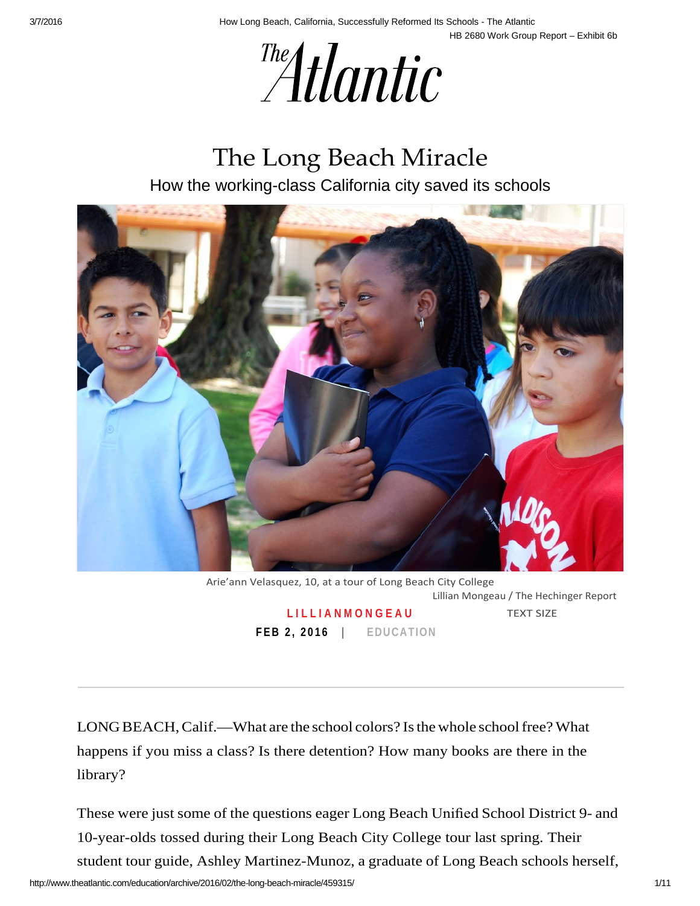HB 2680 Work Group Report – Exhibit 6b

The Atlantic

# The Long Beach Miracle

## How the working-class California city saved its schools

Arie'ann Velasquez, 10, at a tour of Long Beach City College

Lillian Mongeau / The Hechinger Report

LILLIAN MONGEAU

FEB 2, 2016 | EDUCATION

---

LONG BEACH, Calif.—What are the school colors? Is the whole school free? What happens if you miss a class? Is there detention? How many books are there in the library?

These were just some of the questions eager Long Beach Unified School District 9- and 10-year-olds tossed during their Long Beach City College tour last spring. Their student tour guide, Ashley Martinez-Munoz, a graduate of Long Beach schools herself,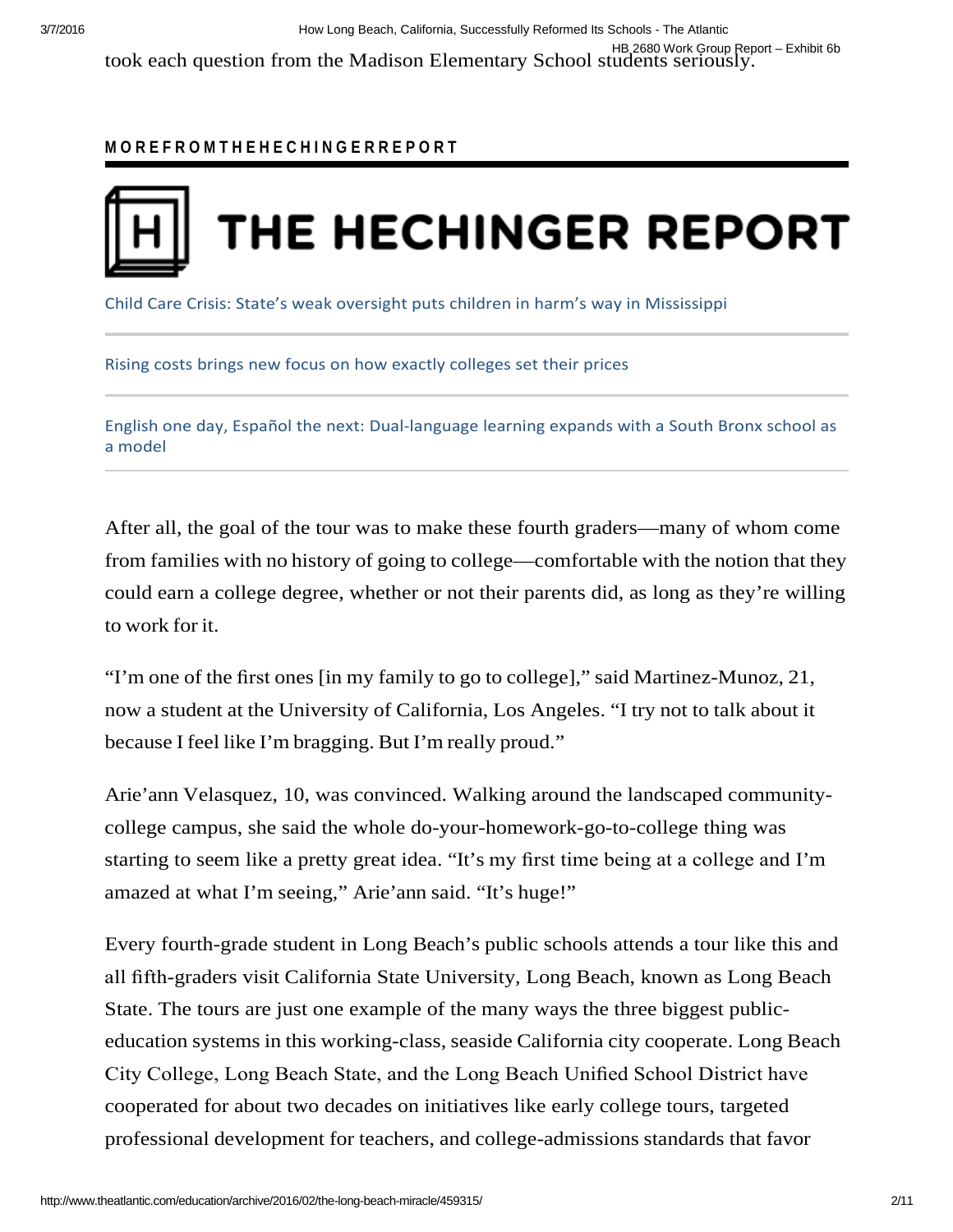took each question from the Madison Elementary School students seriously.

**MORE FROM THE HECHINGER REPORT**

THE HECHINGER REPORT

Child Care Crisis: State's weak oversight puts children in harm's way in Mississippi

Rising costs brings new focus on how exactly colleges set their prices

English one day, Español the next: Dual-language learning expands with a South Bronx school as a model

After all, the goal of the tour was to make these fourth graders—many of whom come from families with no history of going to college—comfortable with the notion that they could earn a college degree, whether or not their parents did, as long as they're willing to work for it.

"I'm one of the first ones [in my family to go to college]," said Martinez-Munoz, 21, now a student at the University of California, Los Angeles. "I try not to talk about it because I feel like I'm bragging. But I'm really proud."

Arie'ann Velasquez, 10, was convinced. Walking around the landscaped community-college campus, she said the whole do-your-homework-go-to-college thing was starting to seem like a pretty great idea. "It's my first time being at a college and I'm amazed at what I'm seeing," Arie'ann said. "It's huge!"

Every fourth-grade student in Long Beach's public schools attends a tour like this and all fifth-graders visit California State University, Long Beach, known as Long Beach State. The tours are just one example of the many ways the three biggest public-education systems in this working-class, seaside California city cooperate. Long Beach City College, Long Beach State, and the Long Beach Unified School District have cooperated for about two decades on initiatives like early college tours, targeted professional development for teachers, and college-admissions standards that favor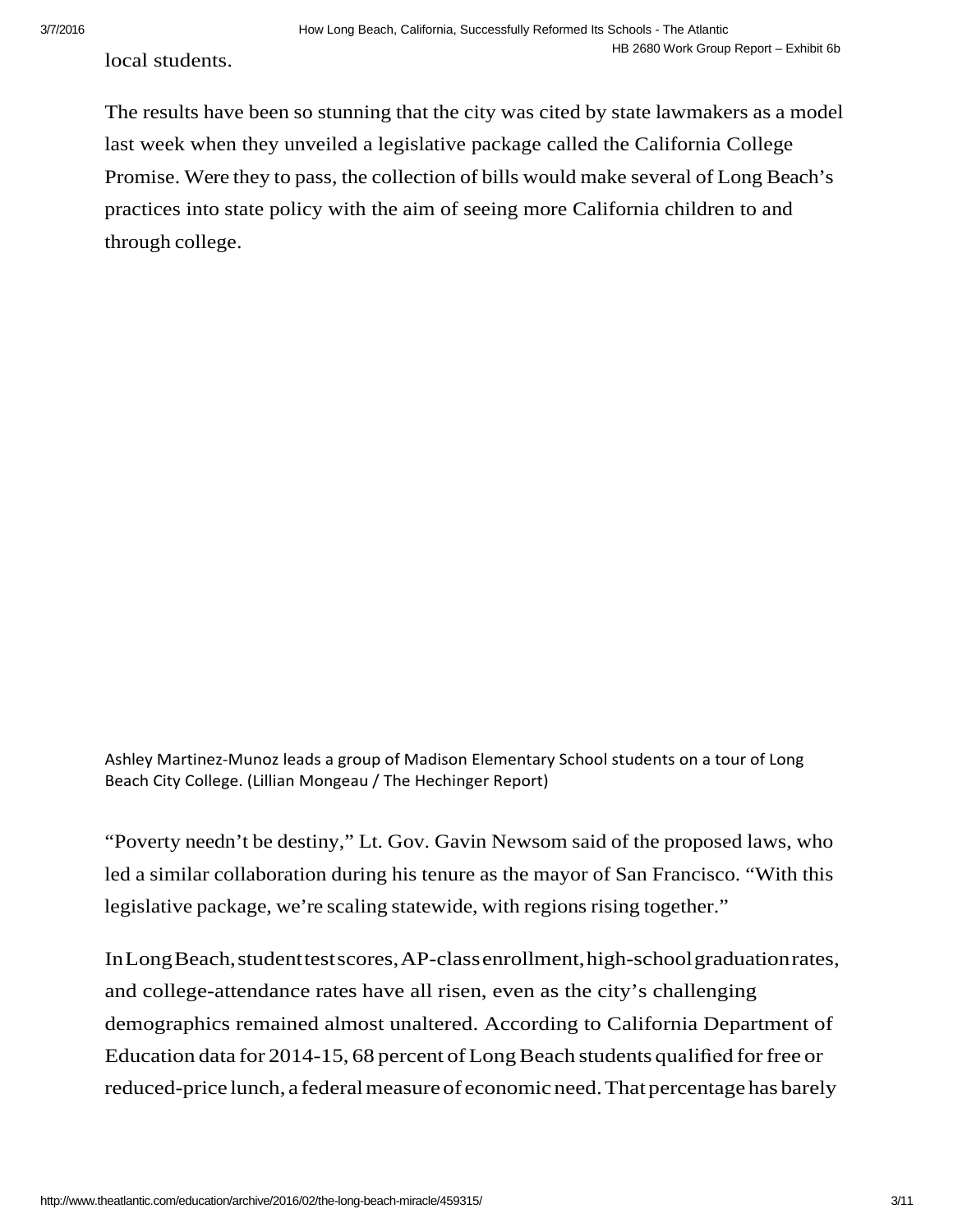local students.

The results have been so stunning that the city was cited by state lawmakers as a model last week when they unveiled a legislative package called the California College Promise. Were they to pass, the collection of bills would make several of Long Beach's practices into state policy with the aim of seeing more California children to and through college.

Ashley Martinez-Munoz leads a group of Madison Elementary School students on a tour of Long Beach City College. (Lillian Mongeau / The Hechinger Report)

"Poverty needn't be destiny," Lt. Gov. Gavin Newsom said of the proposed laws, who led a similar collaboration during his tenure as the mayor of San Francisco. "With this legislative package, we're scaling statewide, with regions rising together."

In Long Beach, student test scores, AP-class enrollment, high-school graduation rates, and college-attendance rates have all risen, even as the city's challenging demographics remained almost unaltered. According to California Department of Education data for 2014-15, 68 percent of Long Beach students qualified for free or reduced-price lunch, a federal measure of economic need. That percentage has barely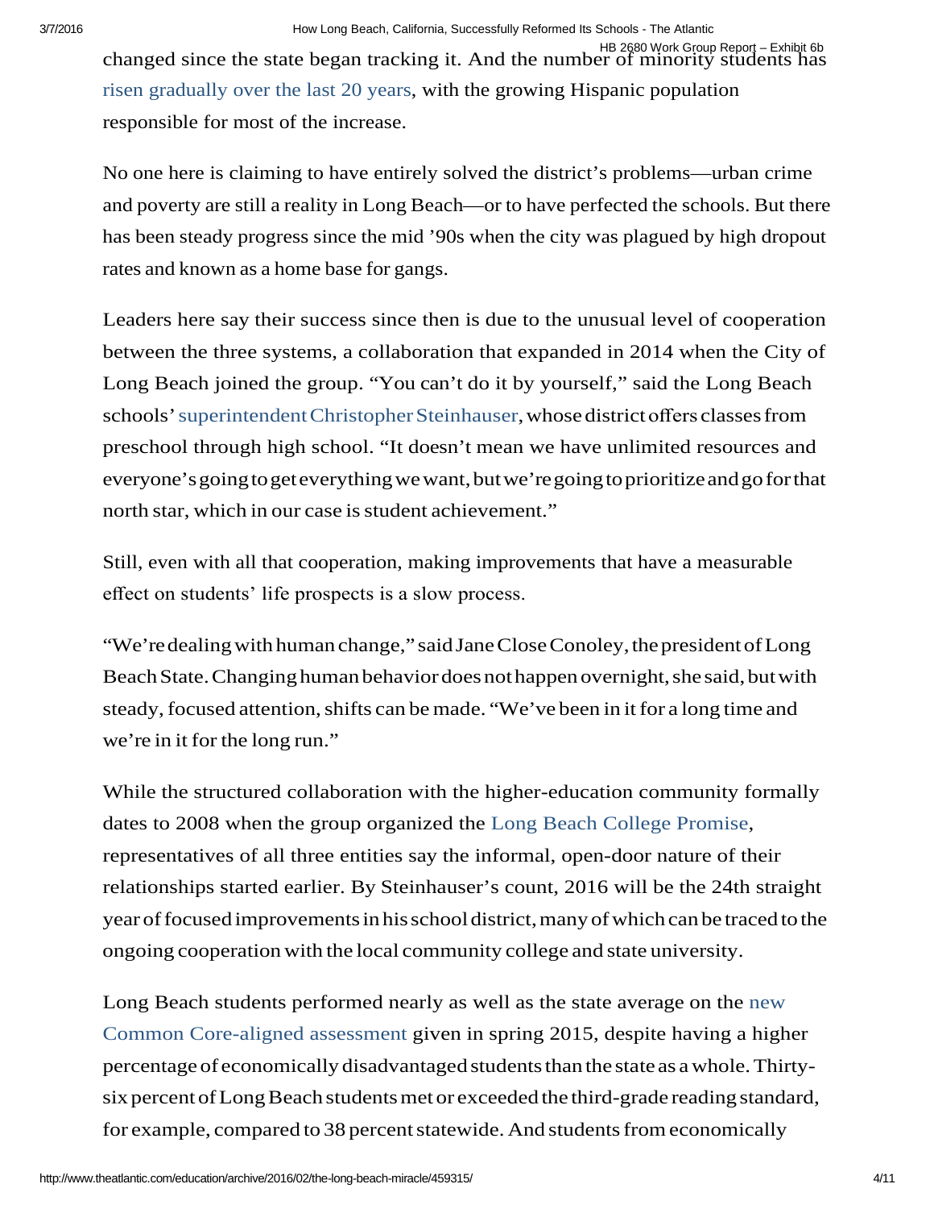changed since the state began tracking it. And the number of minority students has risen gradually over the last 20 years, with the growing Hispanic population responsible for most of the increase.

No one here is claiming to have entirely solved the district's problems—urban crime and poverty are still a reality in Long Beach—or to have perfected the schools. But there has been steady progress since the mid '90s when the city was plagued by high dropout rates and known as a home base for gangs.

Leaders here say their success since then is due to the unusual level of cooperation between the three systems, a collaboration that expanded in 2014 when the City of Long Beach joined the group. "You can't do it by yourself," said the Long Beach schools' superintendent Christopher Steinhauser, whose district offers classes from preschool through high school. "It doesn't mean we have unlimited resources and everyone's going to get everything we want, but we're going to prioritize and go for that north star, which in our case is student achievement."

Still, even with all that cooperation, making improvements that have a measurable effect on students' life prospects is a slow process.

"We're dealing with human change," said Jane Close Conoley, the president of Long Beach State. Changing human behavior does not happen overnight, she said, but with steady, focused attention, shifts can be made. "We've been in it for a long time and we're in it for the long run."

While the structured collaboration with the higher-education community formally dates to 2008 when the group organized the Long Beach College Promise, representatives of all three entities say the informal, open-door nature of their relationships started earlier. By Steinhauser's count, 2016 will be the 24th straight year of focused improvements in his school district, many of which can be traced to the ongoing cooperation with the local community college and state university.

Long Beach students performed nearly as well as the state average on the new Common Core-aligned assessment given in spring 2015, despite having a higher percentage of economically disadvantaged students than the state as a whole. Thirty-six percent of Long Beach students met or exceeded the third-grade reading standard, for example, compared to 38 percent statewide. And students from economically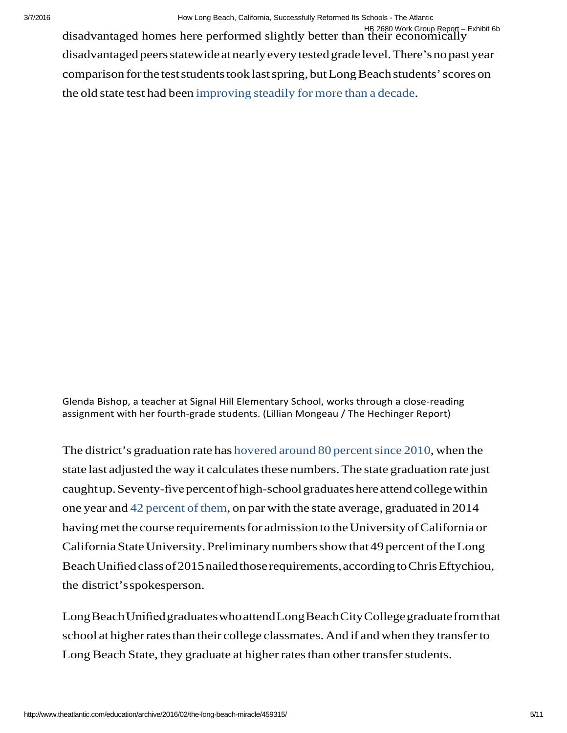disadvantaged homes here performed slightly better than their economically disadvantaged peers statewide at nearly every tested grade level. There's no past year comparison for the test students took last spring, but Long Beach students' scores on the old state test had been improving steadily for more than a decade.

Glenda Bishop, a teacher at Signal Hill Elementary School, works through a close-reading assignment with her fourth-grade students. (Lillian Mongeau / The Hechinger Report)

The district's graduation rate has hovered around 80 percent since 2010, when the state last adjusted the way it calculates these numbers. The state graduation rate just caught up. Seventy-five percent of high-school graduates here attend college within one year and 42 percent of them, on par with the state average, graduated in 2014 having met the course requirements for admission to the University of California or California State University. Preliminary numbers show that 49 percent of the Long Beach Unified class of 2015 nailed those requirements, according to Chris Eftychiou, the district's spokesperson.

Long Beach Unified graduates who attend Long Beach City College graduate from that school at higher rates than their college classmates. And if and when they transfer to Long Beach State, they graduate at higher rates than other transfer students.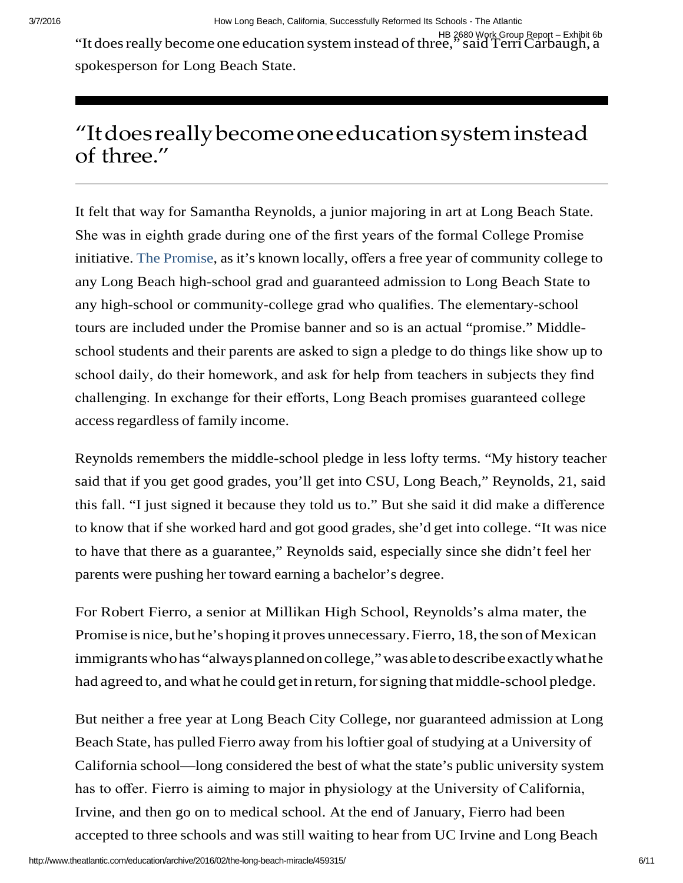"It does really become one education system instead of three," said Terri Carbaugh, a spokesperson for Long Beach State.

> "It does really become one education system instead of three."

It felt that way for Samantha Reynolds, a junior majoring in art at Long Beach State. She was in eighth grade during one of the first years of the formal College Promise initiative. The Promise, as it's known locally, offers a free year of community college to any Long Beach high-school grad and guaranteed admission to Long Beach State to any high-school or community-college grad who qualifies. The elementary-school tours are included under the Promise banner and so is an actual "promise." Middle-school students and their parents are asked to sign a pledge to do things like show up to school daily, do their homework, and ask for help from teachers in subjects they find challenging. In exchange for their efforts, Long Beach promises guaranteed college access regardless of family income.

Reynolds remembers the middle-school pledge in less lofty terms. "My history teacher said that if you get good grades, you'll get into CSU, Long Beach," Reynolds, 21, said this fall. "I just signed it because they told us to." But she said it did make a difference to know that if she worked hard and got good grades, she'd get into college. "It was nice to have that there as a guarantee," Reynolds said, especially since she didn't feel her parents were pushing her toward earning a bachelor's degree.

For Robert Fierro, a senior at Millikan High School, Reynolds's alma mater, the Promise is nice, but he's hoping it proves unnecessary. Fierro, 18, the son of Mexican immigrants who has "always planned on college," was able to describe exactly what he had agreed to, and what he could get in return, for signing that middle-school pledge.

But neither a free year at Long Beach City College, nor guaranteed admission at Long Beach State, has pulled Fierro away from his loftier goal of studying at a University of California school—long considered the best of what the state's public university system has to offer. Fierro is aiming to major in physiology at the University of California, Irvine, and then go on to medical school. At the end of January, Fierro had been accepted to three schools and was still waiting to hear from UC Irvine and Long Beach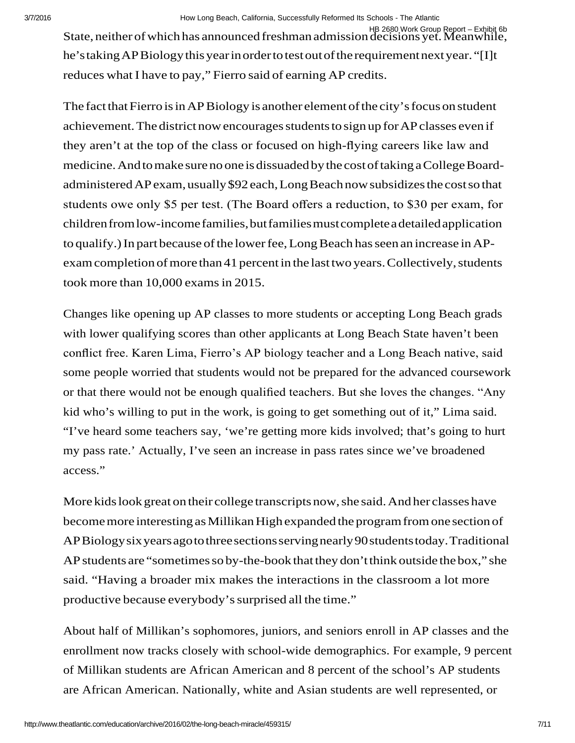State, neither of which has announced freshman admission decisions yet. Meanwhile, he's taking AP Biology this year in order to test out of the requirement next year. "[I]t reduces what I have to pay," Fierro said of earning AP credits.

The fact that Fierro is in AP Biology is another element of the city's focus on student achievement. The district now encourages students to sign up for AP classes even if they aren't at the top of the class or focused on high-flying careers like law and medicine. And to make sure no one is dissuaded by the cost of taking a College Board-administered AP exam, usually $92 each, Long Beach now subsidizes the cost so that students owe only $5 per test. (The Board offers a reduction, to $30 per exam, for children from low-income families, but families must complete a detailed application to qualify.) In part because of the lower fee, Long Beach has seen an increase in AP-exam completion of more than 41 percent in the last two years. Collectively, students took more than 10,000 exams in 2015.

Changes like opening up AP classes to more students or accepting Long Beach grads with lower qualifying scores than other applicants at Long Beach State haven't been conflict free. Karen Lima, Fierro's AP biology teacher and a Long Beach native, said some people worried that students would not be prepared for the advanced coursework or that there would not be enough qualified teachers. But she loves the changes. "Any kid who's willing to put in the work, is going to get something out of it," Lima said. "I've heard some teachers say, 'we're getting more kids involved; that's going to hurt my pass rate.' Actually, I've seen an increase in pass rates since we've broadened access."

More kids look great on their college transcripts now, she said. And her classes have become more interesting as Millikan High expanded the program from one section of AP Biology six years ago to three sections serving nearly 90 students today. Traditional AP students are "sometimes so by-the-book that they don't think outside the box," she said. "Having a broader mix makes the interactions in the classroom a lot more productive because everybody's surprised all the time."

About half of Millikan's sophomores, juniors, and seniors enroll in AP classes and the enrollment now tracks closely with school-wide demographics. For example, 9 percent of Millikan students are African American and 8 percent of the school's AP students are African American. Nationally, white and Asian students are well represented, or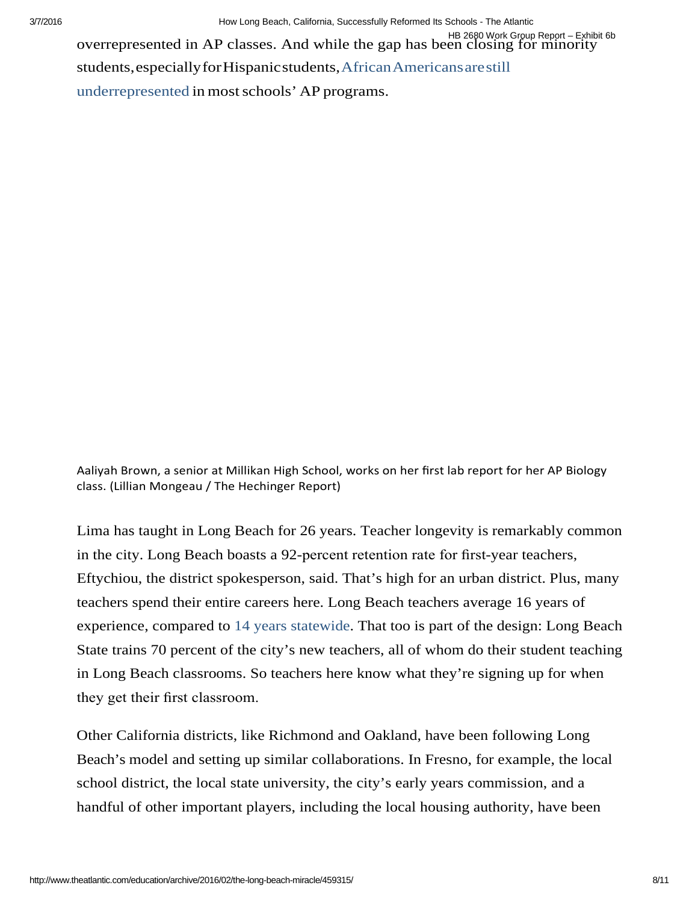overrepresented in AP classes. And while the gap has been closing for minority students, especially for Hispanic students, African Americans are still underrepresented in most schools' AP programs.

Aaliyah Brown, a senior at Millikan High School, works on her first lab report for her AP Biology class. (Lillian Mongeau / The Hechinger Report)

Lima has taught in Long Beach for 26 years. Teacher longevity is remarkably common in the city. Long Beach boasts a 92-percent retention rate for first-year teachers, Eftychiou, the district spokesperson, said. That's high for an urban district. Plus, many teachers spend their entire careers here. Long Beach teachers average 16 years of experience, compared to 14 years statewide. That too is part of the design: Long Beach State trains 70 percent of the city's new teachers, all of whom do their student teaching in Long Beach classrooms. So teachers here know what they're signing up for when they get their first classroom.

Other California districts, like Richmond and Oakland, have been following Long Beach's model and setting up similar collaborations. In Fresno, for example, the local school district, the local state university, the city's early years commission, and a handful of other important players, including the local housing authority, have been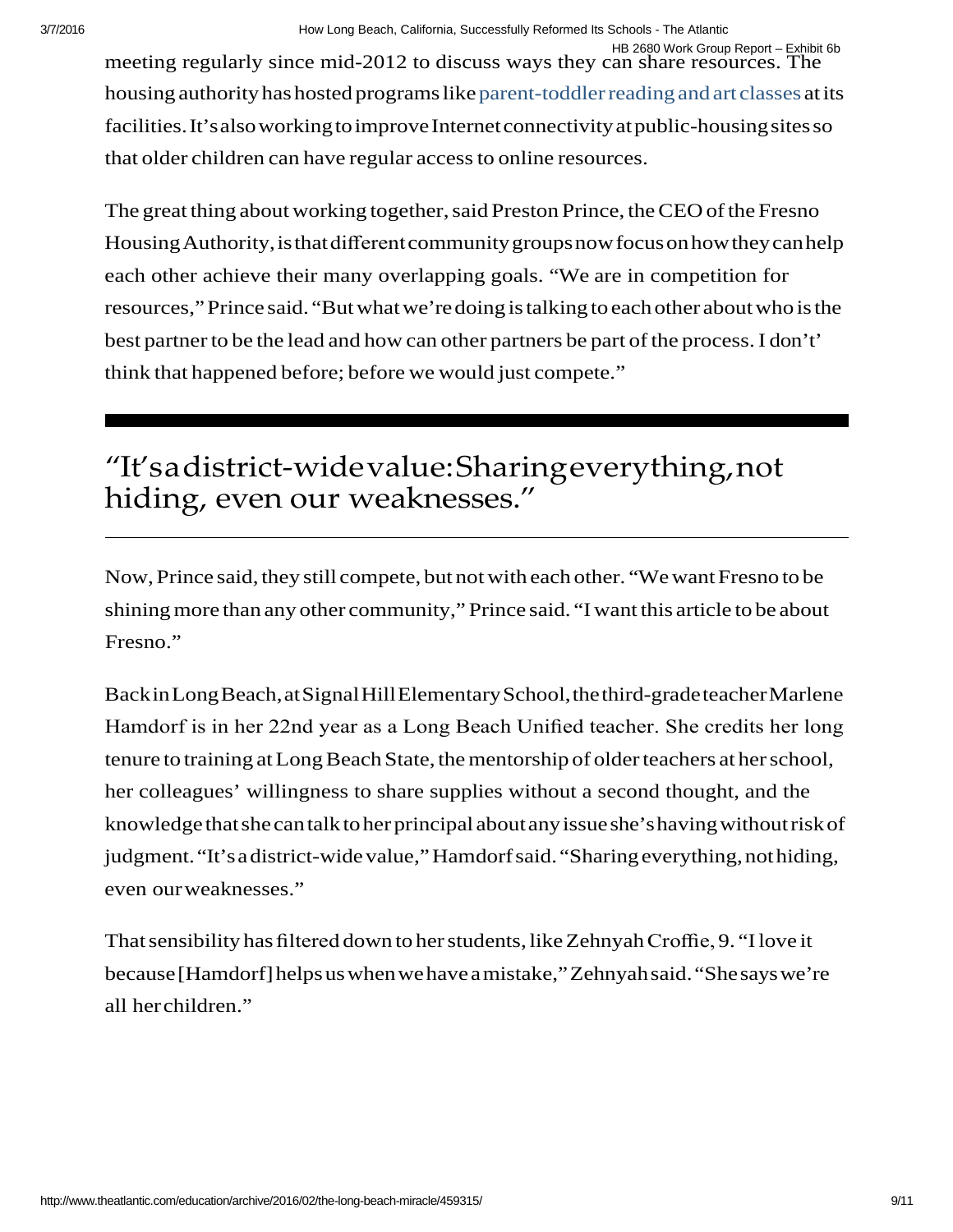meeting regularly since mid-2012 to discuss ways they can share resources. The housing authority has hosted programs like parent-toddler reading and art classes at its facilities. It's also working to improve Internet connectivity at public-housing sites so that older children can have regular access to online resources.

The great thing about working together, said Preston Prince, the CEO of the Fresno Housing Authority, is that different community groups now focus on how they can help each other achieve their many overlapping goals. "We are in competition for resources," Prince said. "But what we're doing is talking to each other about who is the best partner to be the lead and how can other partners be part of the process. I don't' think that happened before; before we would just compete."

> "It's a district-wide value: Sharing everything, not hiding, even our weaknesses."

Now, Prince said, they still compete, but not with each other. "We want Fresno to be shining more than any other community," Prince said. "I want this article to be about Fresno."

Back in Long Beach, at Signal Hill Elementary School, the third-grade teacher Marlene Hamdorf is in her 22nd year as a Long Beach Unified teacher. She credits her long tenure to training at Long Beach State, the mentorship of older teachers at her school, her colleagues' willingness to share supplies without a second thought, and the knowledge that she can talk to her principal about any issue she's having without risk of judgment. "It's a district-wide value," Hamdorf said. "Sharing everything, not hiding, even our weaknesses."

That sensibility has filtered down to her students, like Zehnyah Croffie, 9. "I love it because [Hamdorf] helps us when we have a mistake," Zehnyah said. "She says we're all her children."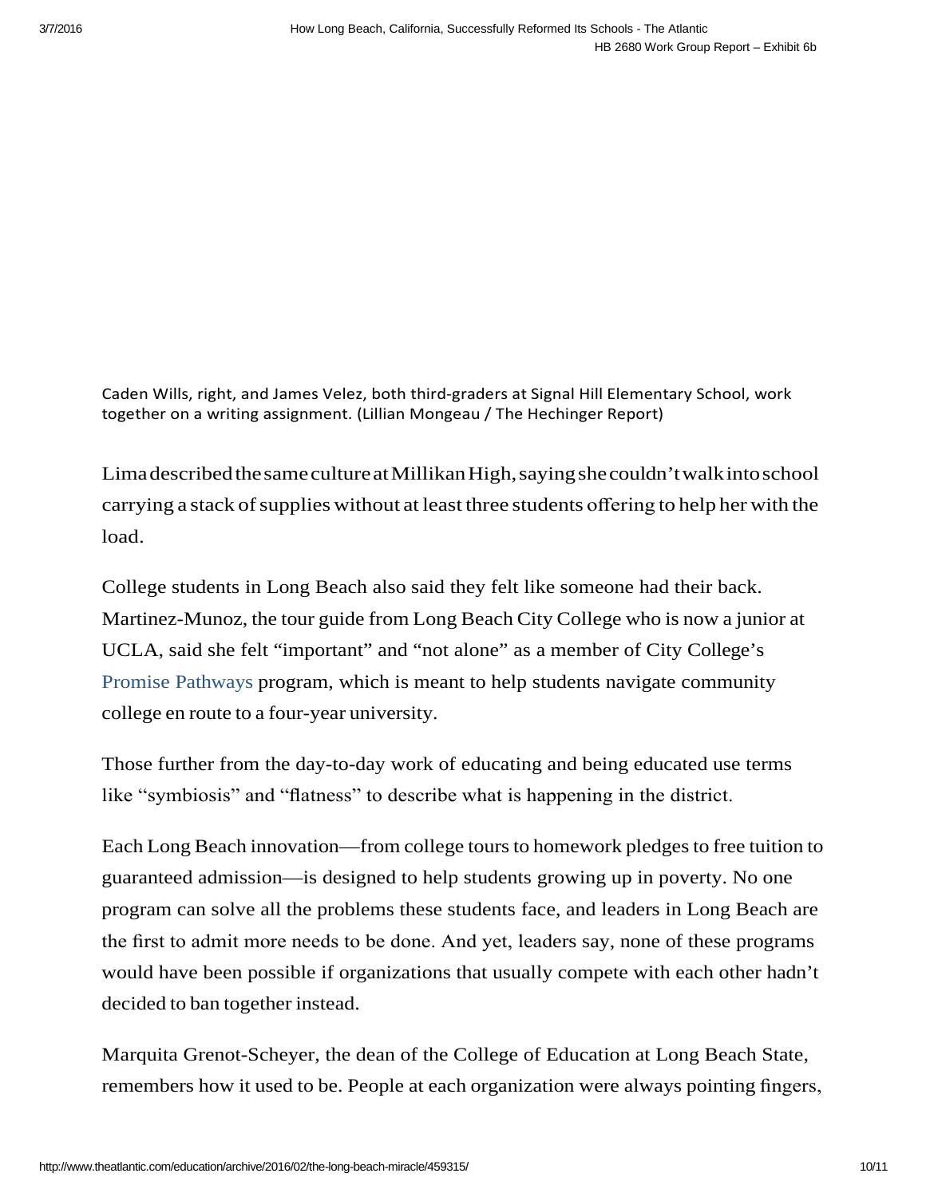Caden Wills, right, and James Velez, both third-graders at Signal Hill Elementary School, work together on a writing assignment. (Lillian Mongeau / The Hechinger Report)

Lima described the same culture at Millikan High, saying she couldn't walk into school carrying a stack of supplies without at least three students offering to help her with the load.

College students in Long Beach also said they felt like someone had their back. Martinez-Munoz, the tour guide from Long Beach City College who is now a junior at UCLA, said she felt "important" and "not alone" as a member of City College's Promise Pathways program, which is meant to help students navigate community college en route to a four-year university.

Those further from the day-to-day work of educating and being educated use terms like "symbiosis" and "flatness" to describe what is happening in the district.

Each Long Beach innovation—from college tours to homework pledges to free tuition to guaranteed admission—is designed to help students growing up in poverty. No one program can solve all the problems these students face, and leaders in Long Beach are the first to admit more needs to be done. And yet, leaders say, none of these programs would have been possible if organizations that usually compete with each other hadn't decided to ban together instead.

Marquita Grenot-Scheyer, the dean of the College of Education at Long Beach State, remembers how it used to be. People at each organization were always pointing fingers,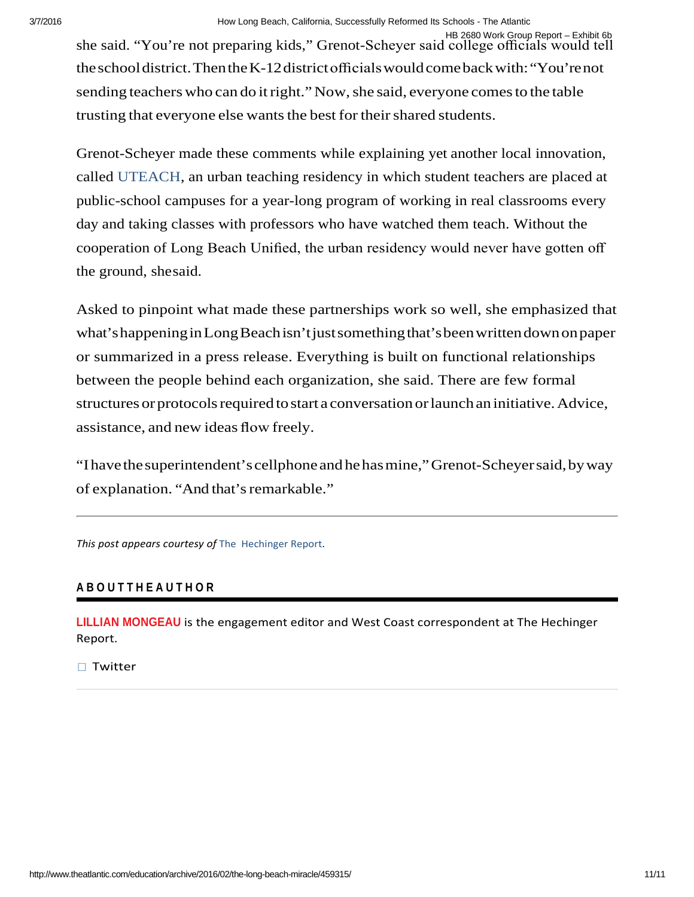she said. "You're not preparing kids," Grenot-Scheyer said college officials would tell the school district. Then the K-12 district officials would come back with: "You're not sending teachers who can do it right." Now, she said, everyone comes to the table trusting that everyone else wants the best for their shared students.

Grenot-Scheyer made these comments while explaining yet another local innovation, called UTEACH, an urban teaching residency in which student teachers are placed at public-school campuses for a year-long program of working in real classrooms every day and taking classes with professors who have watched them teach. Without the cooperation of Long Beach Unified, the urban residency would never have gotten off the ground, she said.

Asked to pinpoint what made these partnerships work so well, she emphasized that what's happening in Long Beach isn't just something that's been written down on paper or summarized in a press release. Everything is built on functional relationships between the people behind each organization, she said. There are few formal structures or protocols required to start a conversation or launch an initiative. Advice, assistance, and new ideas flow freely.

"I have the superintendent's cellphone and he has mine," Grenot-Scheyer said, by way of explanation. "And that's remarkable."

---

*This post appears courtesy of* The Hechinger Report.

## ABOUT THE AUTHOR

**LILLIAN MONGEAU** is the engagement editor and West Coast correspondent at The Hechinger Report.

Twitter